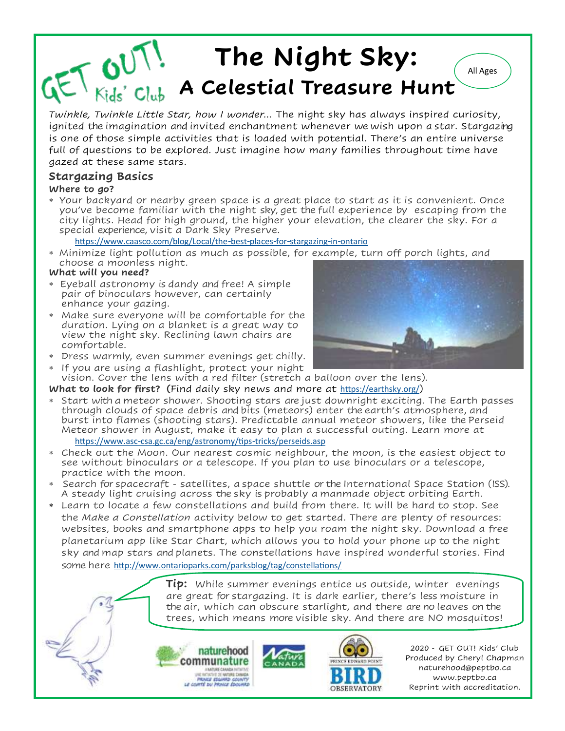GET OUT! Kids' Club

# The Night Sky: A Celestial Treasure Hunt

All Ages

*Twinkle, Twinkle Little Star, how I wonder...* The night sky has always inspired curiosity, ignited the imagination and invited enchantment whenever we wish upon a star. Stargazing is one of those simple activities that is loaded with potential. There's an entire universe full of questions to be explored. Just imagine how many families throughout time have gazed at these same stars.

## Stargazing Basics

**Where to go?**

* Your backyard or nearby green space is a great place to start as it is convenient. Once you've become familiar with the night sky, get the full experience by escaping from the city lights. Head for high ground, the higher your elevation, the clearer the sky. For a special experience, visit a Dark Sky Preserve.
  https://www.caasco.com/blog/Local/the-best-places-for-stargazing-in-ontario
* Minimize light pollution as much as possible, for example, turn off porch lights, and choose a moonless night.

**What will you need?**

* Eyeball astronomy is dandy and free! A simple pair of binoculars however, can certainly enhance your gazing.
* Make sure everyone will be comfortable for the duration. Lying on a blanket is a great way to view the night sky. Reclining lawn chairs are comfortable.
* Dress warmly, even summer evenings get chilly.
* If you are using a flashlight, protect your night vision. Cover the lens with a red filter (stretch a balloon over the lens).

**What to look for first?** (Find daily sky news and more at https://earthsky.org/)

* Start with a meteor shower. Shooting stars are just downright exciting. The Earth passes through clouds of space debris and bits (meteors) enter the earth's atmosphere, and burst into flames (shooting stars). Predictable annual meteor showers, like the Perseid Meteor shower in August, make it easy to plan a successful outing. Learn more at
  https://www.asc-csa.gc.ca/eng/astronomy/tips-tricks/perseids.asp
* Check out the Moon. Our nearest cosmic neighbour, the moon, is the easiest object to see without binoculars or a telescope. If you plan to use binoculars or a telescope, practice with the moon.
* Search for spacecraft - satellites, a space shuttle or the International Space Station (ISS). A steady light cruising across the sky is probably a manmade object orbiting Earth.
* Learn to locate a few constellations and build from there. It will be hard to stop. See the *Make a Constellation* activity below to get started. There are plenty of resources: websites, books and smartphone apps to help you roam the night sky. Download a free planetarium app like Star Chart, which allows you to hold your phone up to the night sky and map stars and planets. The constellations have inspired wonderful stories. Find some here http://www.ontarioparks.com/parksblog/tag/constellations/

**Tip:** While summer evenings entice us outside, winter evenings are great for stargazing. It is dark earlier, there's less moisture in the air, which can obscure starlight, and there are no leaves on the trees, which means more visible sky. And there are NO mosquitos!

2020 - GET OUT! Kids' Club
Produced by Cheryl Chapman
naturehood@peptbo.ca
www.peptbo.ca
Reprint with accreditation.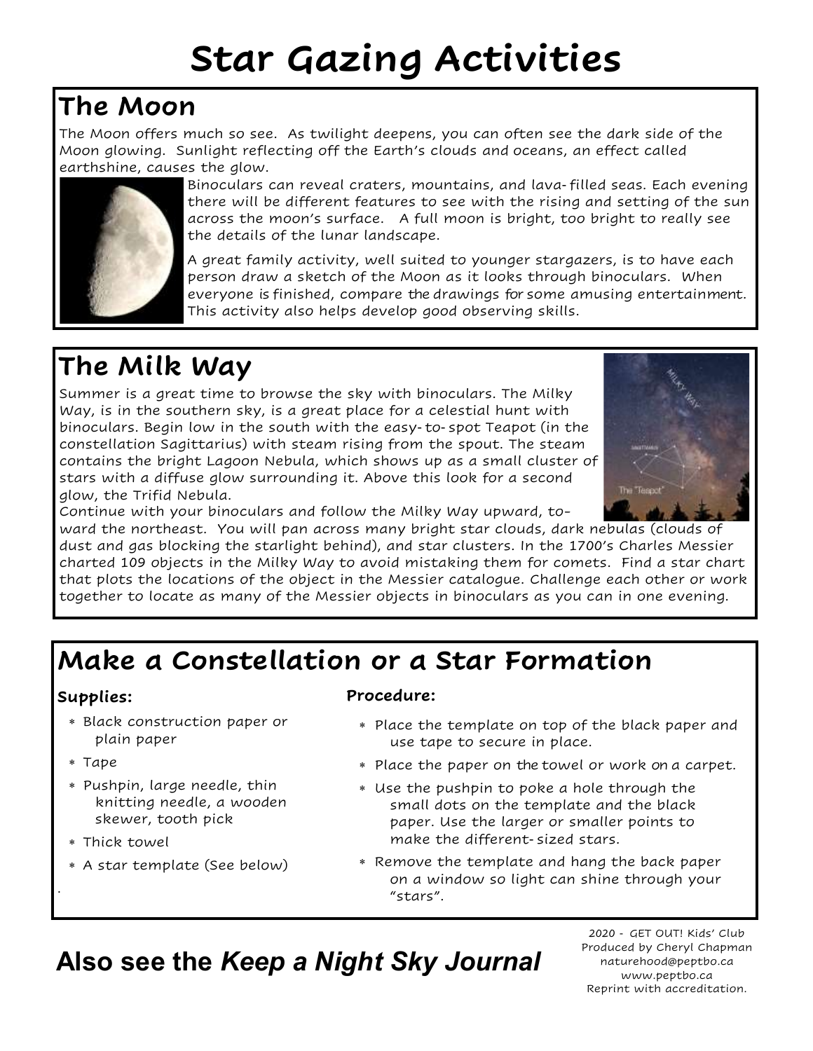# Star Gazing Activities

## The Moon

The Moon offers much so see. As twilight deepens, you can often see the dark side of the Moon glowing. Sunlight reflecting off the Earth's clouds and oceans, an effect called earthshine, causes the glow.

Binoculars can reveal craters, mountains, and lava-filled seas. Each evening there will be different features to see with the rising and setting of the sun across the moon's surface. A full moon is bright, too bright to really see the details of the lunar landscape.

A great family activity, well suited to younger stargazers, is to have each person draw a sketch of the Moon as it looks through binoculars. When everyone is finished, compare the drawings for some amusing entertainment. This activity also helps develop good observing skills.

## The Milk Way

Summer is a great time to browse the sky with binoculars. The Milky Way, is in the southern sky, is a great place for a celestial hunt with binoculars. Begin low in the south with the easy-to-spot Teapot (in the constellation Sagittarius) with steam rising from the spout. The steam contains the bright Lagoon Nebula, which shows up as a small cluster of stars with a diffuse glow surrounding it. Above this look for a second glow, the Trifid Nebula.

Continue with your binoculars and follow the Milky Way upward, toward the northeast. You will pan across many bright star clouds, dark nebulas (clouds of dust and gas blocking the starlight behind), and star clusters. In the 1700's Charles Messier charted 109 objects in the Milky Way to avoid mistaking them for comets. Find a star chart that plots the locations of the object in the Messier catalogue. Challenge each other or work together to locate as many of the Messier objects in binoculars as you can in one evening.

## Make a Constellation or a Star Formation

**Supplies:**

* Black construction paper or plain paper
* Tape
* Pushpin, large needle, thin knitting needle, a wooden skewer, tooth pick
* Thick towel
* A star template (See below)

**Procedure:**

* Place the template on top of the black paper and use tape to secure in place.
* Place the paper on the towel or work on a carpet.
* Use the pushpin to poke a hole through the small dots on the template and the black paper. Use the larger or smaller points to make the different-sized stars.
* Remove the template and hang the back paper on a window so light can shine through your "stars".

## Also see the *Keep a Night Sky Journal*

2020 - GET OUT! Kids' Club
Produced by Cheryl Chapman
naturehood@peptbo.ca
www.peptbo.ca
Reprint with accreditation.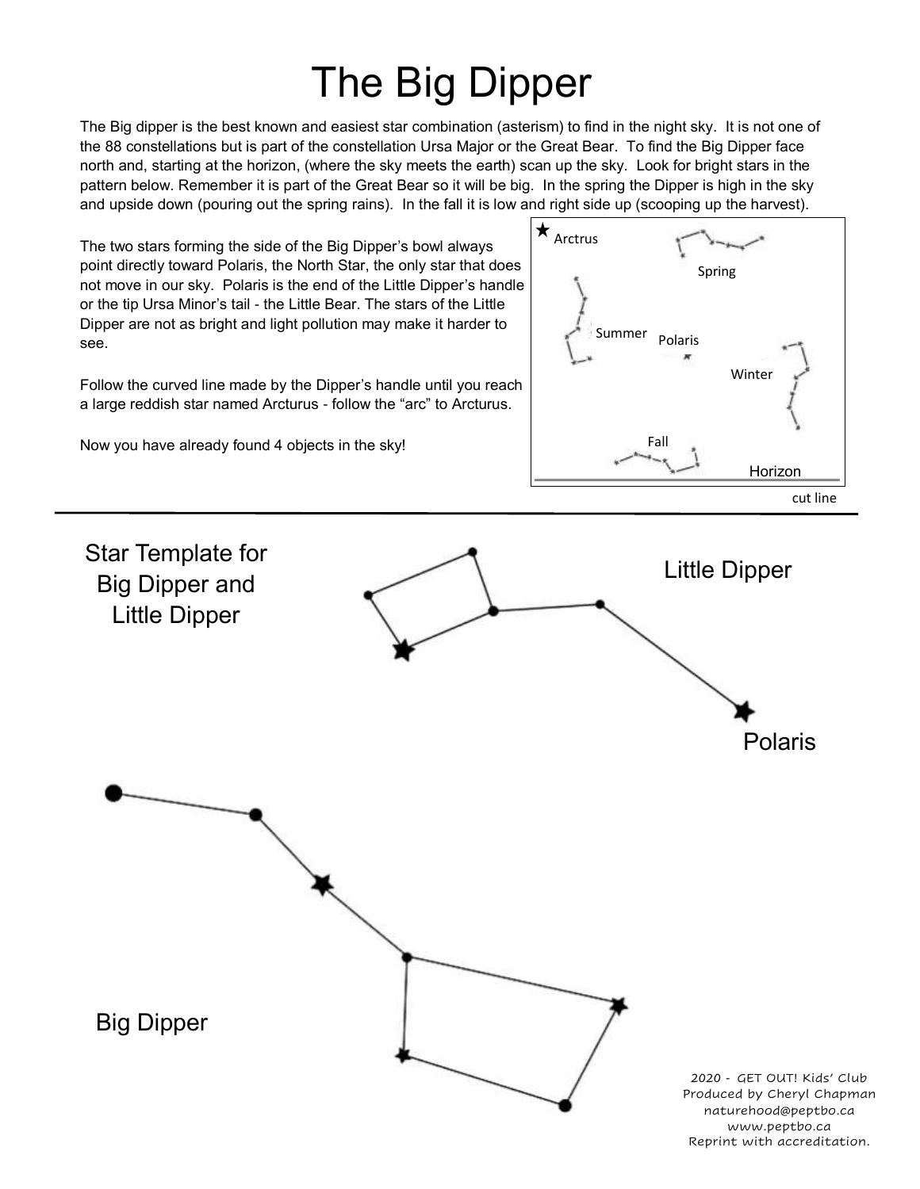# The Big Dipper

The Big dipper is the best known and easiest star combination (asterism) to find in the night sky. It is not one of the 88 constellations but is part of the constellation Ursa Major or the Great Bear. To find the Big Dipper face north and, starting at the horizon, (where the sky meets the earth) scan up the sky. Look for bright stars in the pattern below. Remember it is part of the Great Bear so it will be big. In the spring the Dipper is high in the sky and upside down (pouring out the spring rains). In the fall it is low and right side up (scooping up the harvest).

The two stars forming the side of the Big Dipper's bowl always point directly toward Polaris, the North Star, the only star that does not move in our sky. Polaris is the end of the Little Dipper's handle or the tip Ursa Minor's tail - the Little Bear. The stars of the Little Dipper are not as bright and light pollution may make it harder to see.

Follow the curved line made by the Dipper's handle until you reach a large reddish star named Arcturus - follow the "arc" to Arcturus.

Now you have already found 4 objects in the sky!

Arctrus

Spring

Summer

Polaris

Winter

Fall

Horizon

cut line

Star Template for Big Dipper and Little Dipper

Little Dipper

Polaris

Big Dipper

2020 - GET OUT! Kids' Club
Produced by Cheryl Chapman
naturehood@peptbo.ca
www.peptbo.ca
Reprint with accreditation.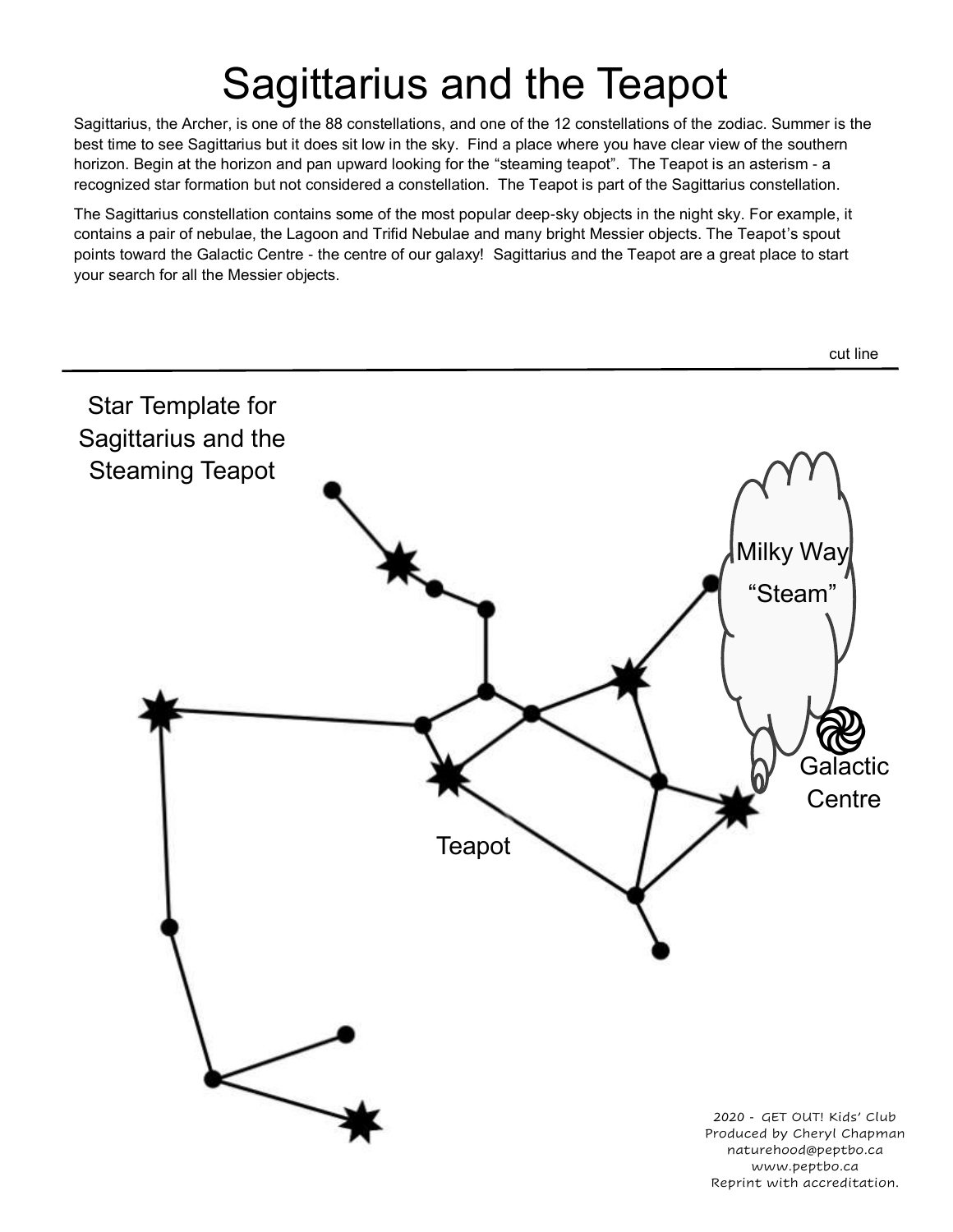# Sagittarius and the Teapot

Sagittarius, the Archer, is one of the 88 constellations, and one of the 12 constellations of the zodiac. Summer is the best time to see Sagittarius but it does sit low in the sky. Find a place where you have clear view of the southern horizon. Begin at the horizon and pan upward looking for the "steaming teapot". The Teapot is an asterism - a recognized star formation but not considered a constellation. The Teapot is part of the Sagittarius constellation.

The Sagittarius constellation contains some of the most popular deep-sky objects in the night sky. For example, it contains a pair of nebulae, the Lagoon and Trifid Nebulae and many bright Messier objects. The Teapot's spout points toward the Galactic Centre - the centre of our galaxy! Sagittarius and the Teapot are a great place to start your search for all the Messier objects.

cut line

---

Star Template for Sagittarius and the Steaming Teapot

Milky Way "Steam"

Galactic Centre

Teapot

2020 - GET OUT! Kids' Club
Produced by Cheryl Chapman
naturehood@peptbo.ca
www.peptbo.ca
Reprint with accreditation.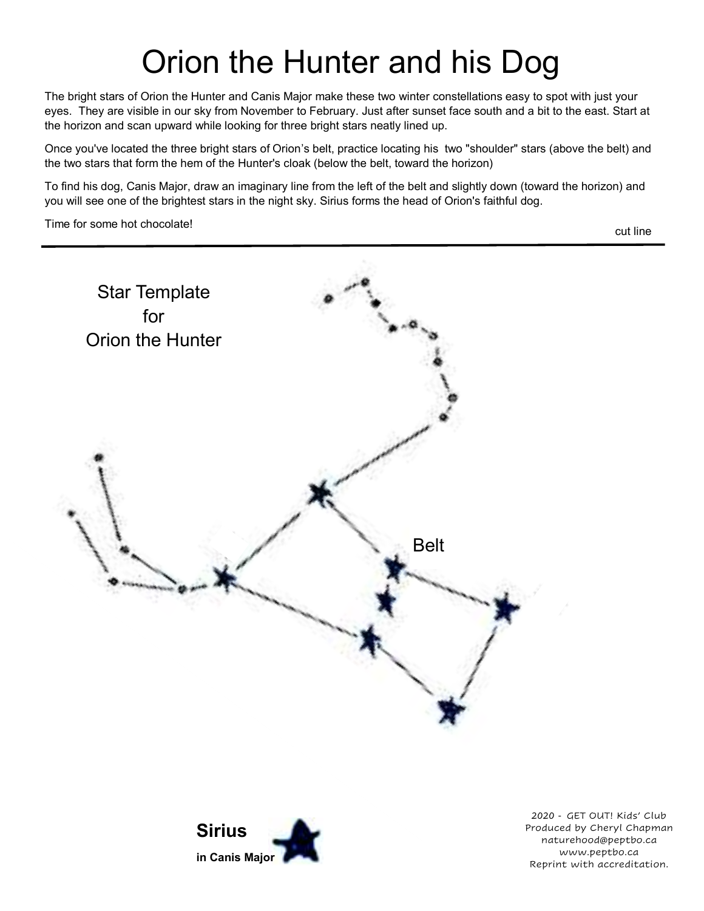# Orion the Hunter and his Dog

The bright stars of Orion the Hunter and Canis Major make these two winter constellations easy to spot with just your eyes. They are visible in our sky from November to February. Just after sunset face south and a bit to the east. Start at the horizon and scan upward while looking for three bright stars neatly lined up.

Once you've located the three bright stars of Orion's belt, practice locating his two "shoulder" stars (above the belt) and the two stars that form the hem of the Hunter's cloak (below the belt, toward the horizon)

To find his dog, Canis Major, draw an imaginary line from the left of the belt and slightly down (toward the horizon) and you will see one of the brightest stars in the night sky. Sirius forms the head of Orion's faithful dog.

Time for some hot chocolate!

cut line

---

Star Template
for
Orion the Hunter

Belt

**Sirius**

**in Canis Major**

2020 - GET OUT! Kids' Club
Produced by Cheryl Chapman
naturehood@peptbo.ca
www.peptbo.ca
Reprint with accreditation.